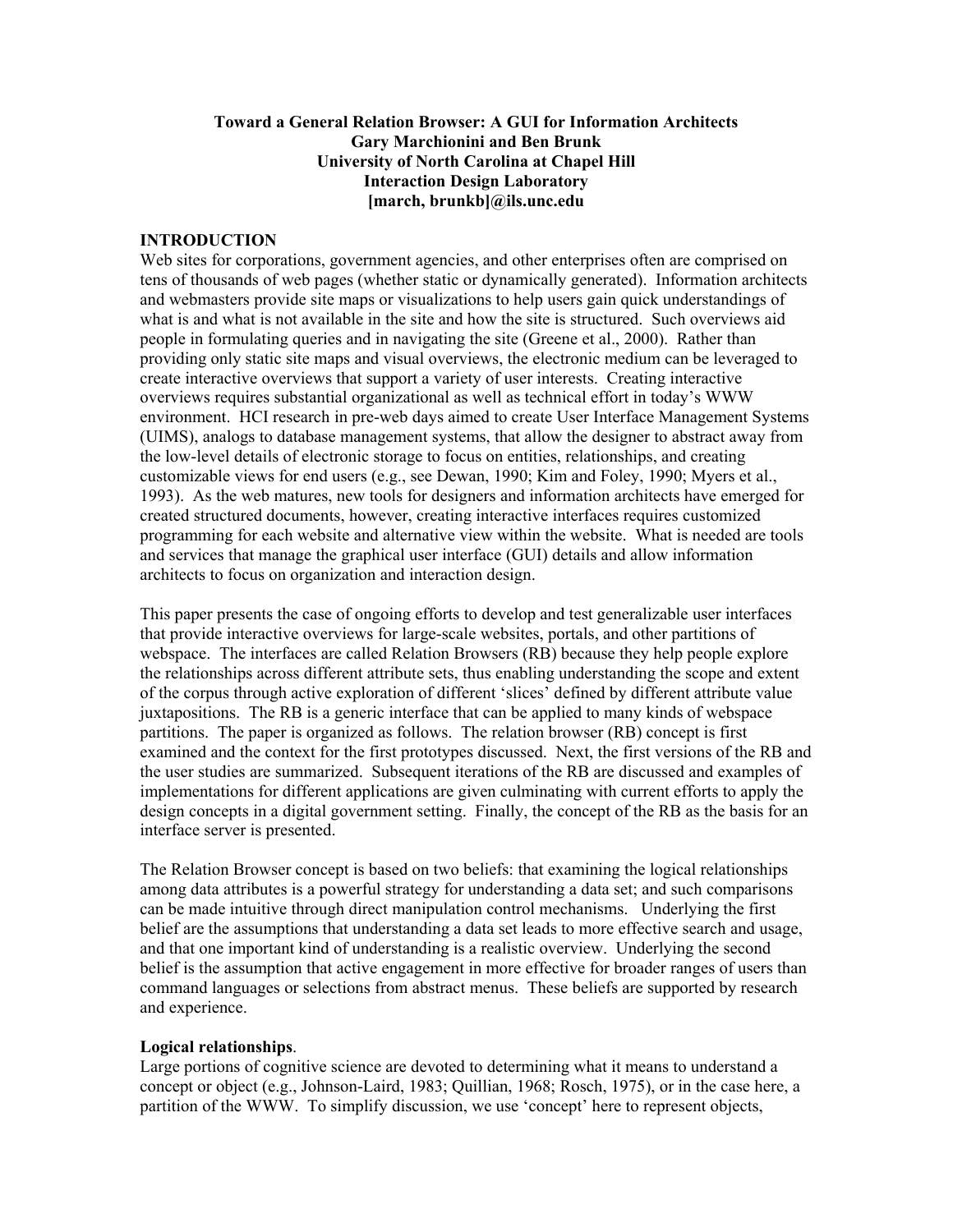**Toward a General Relation Browser: A GUI for Information Architects**
**Gary Marchionini and Ben Brunk**
**University of North Carolina at Chapel Hill**
**Interaction Design Laboratory**
**[march, brunkb]@ils.unc.edu**

## INTRODUCTION

Web sites for corporations, government agencies, and other enterprises often are comprised on tens of thousands of web pages (whether static or dynamically generated). Information architects and webmasters provide site maps or visualizations to help users gain quick understandings of what is and what is not available in the site and how the site is structured. Such overviews aid people in formulating queries and in navigating the site (Greene et al., 2000). Rather than providing only static site maps and visual overviews, the electronic medium can be leveraged to create interactive overviews that support a variety of user interests. Creating interactive overviews requires substantial organizational as well as technical effort in today's WWW environment. HCI research in pre-web days aimed to create User Interface Management Systems (UIMS), analogs to database management systems, that allow the designer to abstract away from the low-level details of electronic storage to focus on entities, relationships, and creating customizable views for end users (e.g., see Dewan, 1990; Kim and Foley, 1990; Myers et al., 1993). As the web matures, new tools for designers and information architects have emerged for created structured documents, however, creating interactive interfaces requires customized programming for each website and alternative view within the website. What is needed are tools and services that manage the graphical user interface (GUI) details and allow information architects to focus on organization and interaction design.

This paper presents the case of ongoing efforts to develop and test generalizable user interfaces that provide interactive overviews for large-scale websites, portals, and other partitions of webspace. The interfaces are called Relation Browsers (RB) because they help people explore the relationships across different attribute sets, thus enabling understanding the scope and extent of the corpus through active exploration of different 'slices' defined by different attribute value juxtapositions. The RB is a generic interface that can be applied to many kinds of webspace partitions. The paper is organized as follows. The relation browser (RB) concept is first examined and the context for the first prototypes discussed. Next, the first versions of the RB and the user studies are summarized. Subsequent iterations of the RB are discussed and examples of implementations for different applications are given culminating with current efforts to apply the design concepts in a digital government setting. Finally, the concept of the RB as the basis for an interface server is presented.

The Relation Browser concept is based on two beliefs: that examining the logical relationships among data attributes is a powerful strategy for understanding a data set; and such comparisons can be made intuitive through direct manipulation control mechanisms. Underlying the first belief are the assumptions that understanding a data set leads to more effective search and usage, and that one important kind of understanding is a realistic overview. Underlying the second belief is the assumption that active engagement in more effective for broader ranges of users than command languages or selections from abstract menus. These beliefs are supported by research and experience.

**Logical relationships**.

Large portions of cognitive science are devoted to determining what it means to understand a concept or object (e.g., Johnson-Laird, 1983; Quillian, 1968; Rosch, 1975), or in the case here, a partition of the WWW. To simplify discussion, we use 'concept' here to represent objects,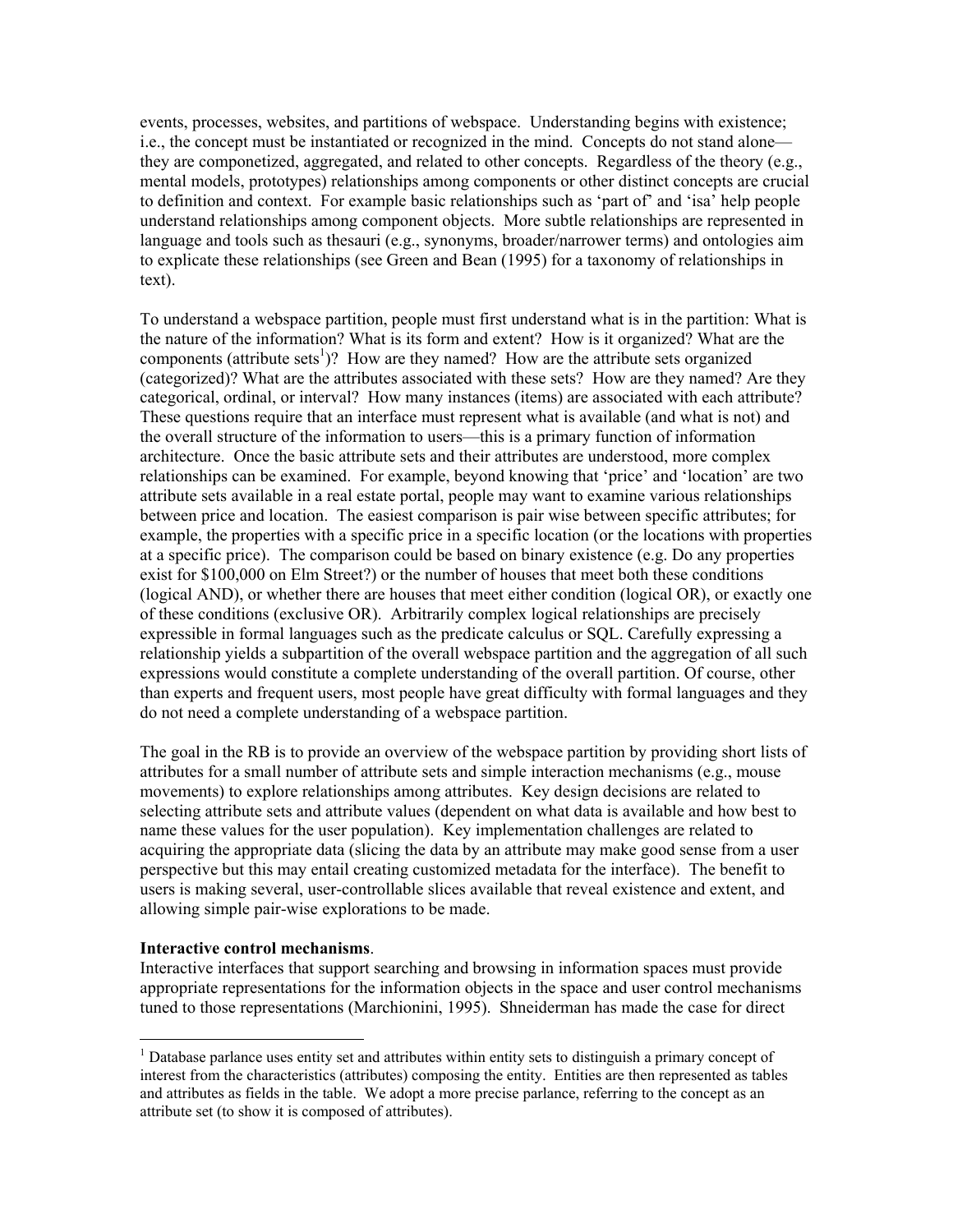events, processes, websites, and partitions of webspace. Understanding begins with existence; i.e., the concept must be instantiated or recognized in the mind. Concepts do not stand alone—they are componetized, aggregated, and related to other concepts. Regardless of the theory (e.g., mental models, prototypes) relationships among components or other distinct concepts are crucial to definition and context. For example basic relationships such as 'part of' and 'isa' help people understand relationships among component objects. More subtle relationships are represented in language and tools such as thesauri (e.g., synonyms, broader/narrower terms) and ontologies aim to explicate these relationships (see Green and Bean (1995) for a taxonomy of relationships in text).

To understand a webspace partition, people must first understand what is in the partition: What is the nature of the information? What is its form and extent? How is it organized? What are the components (attribute sets[1])? How are they named? How are the attribute sets organized (categorized)? What are the attributes associated with these sets? How are they named? Are they categorical, ordinal, or interval? How many instances (items) are associated with each attribute? These questions require that an interface must represent what is available (and what is not) and the overall structure of the information to users—this is a primary function of information architecture. Once the basic attribute sets and their attributes are understood, more complex relationships can be examined. For example, beyond knowing that 'price' and 'location' are two attribute sets available in a real estate portal, people may want to examine various relationships between price and location. The easiest comparison is pair wise between specific attributes; for example, the properties with a specific price in a specific location (or the locations with properties at a specific price). The comparison could be based on binary existence (e.g. Do any properties exist for $100,000 on Elm Street?) or the number of houses that meet both these conditions (logical AND), or whether there are houses that meet either condition (logical OR), or exactly one of these conditions (exclusive OR). Arbitrarily complex logical relationships are precisely expressible in formal languages such as the predicate calculus or SQL. Carefully expressing a relationship yields a subpartition of the overall webspace partition and the aggregation of all such expressions would constitute a complete understanding of the overall partition. Of course, other than experts and frequent users, most people have great difficulty with formal languages and they do not need a complete understanding of a webspace partition.

The goal in the RB is to provide an overview of the webspace partition by providing short lists of attributes for a small number of attribute sets and simple interaction mechanisms (e.g., mouse movements) to explore relationships among attributes. Key design decisions are related to selecting attribute sets and attribute values (dependent on what data is available and how best to name these values for the user population). Key implementation challenges are related to acquiring the appropriate data (slicing the data by an attribute may make good sense from a user perspective but this may entail creating customized metadata for the interface). The benefit to users is making several, user-controllable slices available that reveal existence and extent, and allowing simple pair-wise explorations to be made.

**Interactive control mechanisms**.

Interactive interfaces that support searching and browsing in information spaces must provide appropriate representations for the information objects in the space and user control mechanisms tuned to those representations (Marchionini, 1995). Shneiderman has made the case for direct

---

[1] Database parlance uses entity set and attributes within entity sets to distinguish a primary concept of interest from the characteristics (attributes) composing the entity. Entities are then represented as tables and attributes as fields in the table. We adopt a more precise parlance, referring to the concept as an attribute set (to show it is composed of attributes).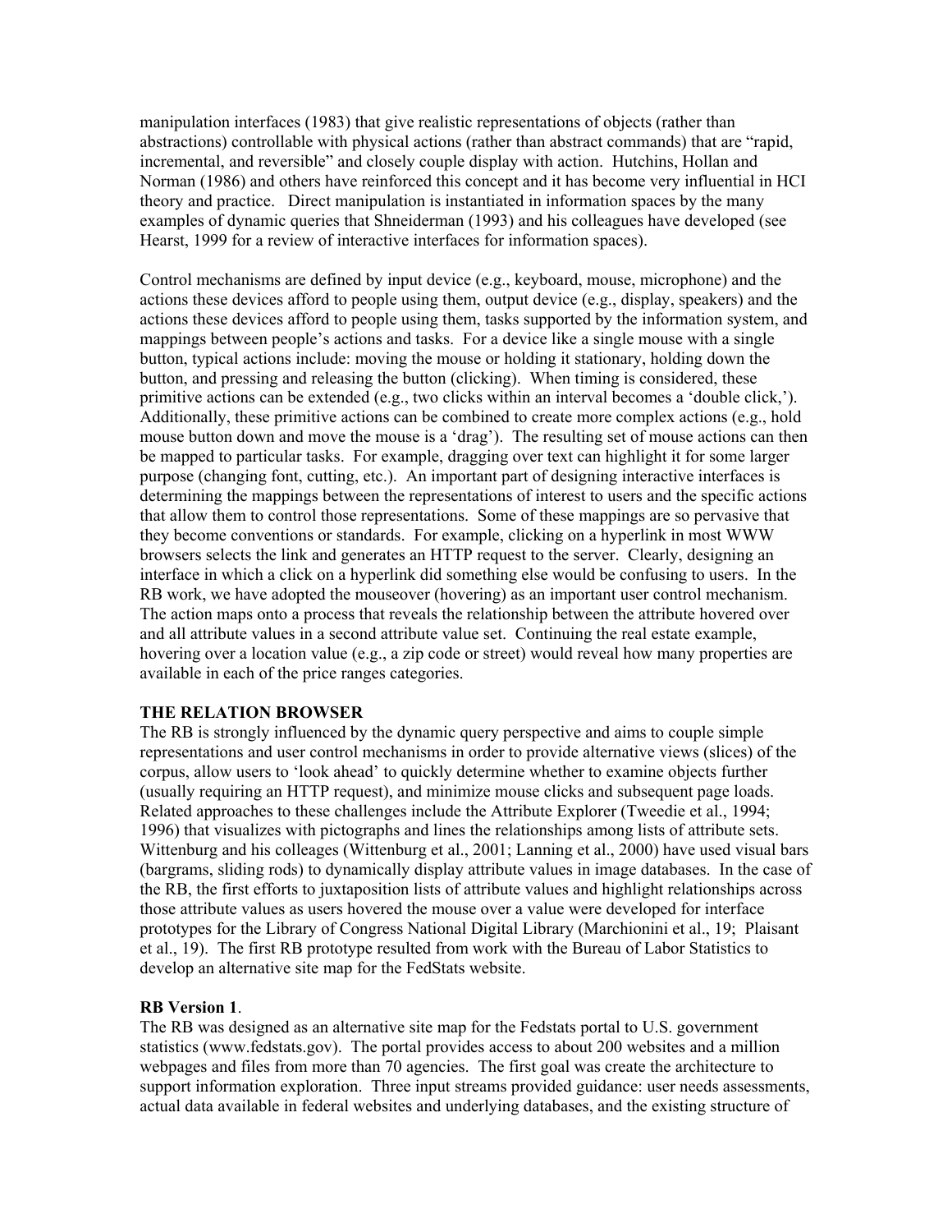manipulation interfaces (1983) that give realistic representations of objects (rather than abstractions) controllable with physical actions (rather than abstract commands) that are "rapid, incremental, and reversible" and closely couple display with action. Hutchins, Hollan and Norman (1986) and others have reinforced this concept and it has become very influential in HCI theory and practice. Direct manipulation is instantiated in information spaces by the many examples of dynamic queries that Shneiderman (1993) and his colleagues have developed (see Hearst, 1999 for a review of interactive interfaces for information spaces).

Control mechanisms are defined by input device (e.g., keyboard, mouse, microphone) and the actions these devices afford to people using them, output device (e.g., display, speakers) and the actions these devices afford to people using them, tasks supported by the information system, and mappings between people's actions and tasks. For a device like a single mouse with a single button, typical actions include: moving the mouse or holding it stationary, holding down the button, and pressing and releasing the button (clicking). When timing is considered, these primitive actions can be extended (e.g., two clicks within an interval becomes a 'double click,'). Additionally, these primitive actions can be combined to create more complex actions (e.g., hold mouse button down and move the mouse is a 'drag'). The resulting set of mouse actions can then be mapped to particular tasks. For example, dragging over text can highlight it for some larger purpose (changing font, cutting, etc.). An important part of designing interactive interfaces is determining the mappings between the representations of interest to users and the specific actions that allow them to control those representations. Some of these mappings are so pervasive that they become conventions or standards. For example, clicking on a hyperlink in most WWW browsers selects the link and generates an HTTP request to the server. Clearly, designing an interface in which a click on a hyperlink did something else would be confusing to users. In the RB work, we have adopted the mouseover (hovering) as an important user control mechanism. The action maps onto a process that reveals the relationship between the attribute hovered over and all attribute values in a second attribute value set. Continuing the real estate example, hovering over a location value (e.g., a zip code or street) would reveal how many properties are available in each of the price ranges categories.

## THE RELATION BROWSER

The RB is strongly influenced by the dynamic query perspective and aims to couple simple representations and user control mechanisms in order to provide alternative views (slices) of the corpus, allow users to 'look ahead' to quickly determine whether to examine objects further (usually requiring an HTTP request), and minimize mouse clicks and subsequent page loads. Related approaches to these challenges include the Attribute Explorer (Tweedie et al., 1994; 1996) that visualizes with pictographs and lines the relationships among lists of attribute sets. Wittenburg and his colleages (Wittenburg et al., 2001; Lanning et al., 2000) have used visual bars (bargrams, sliding rods) to dynamically display attribute values in image databases. In the case of the RB, the first efforts to juxtaposition lists of attribute values and highlight relationships across those attribute values as users hovered the mouse over a value were developed for interface prototypes for the Library of Congress National Digital Library (Marchionini et al., 19; Plaisant et al., 19). The first RB prototype resulted from work with the Bureau of Labor Statistics to develop an alternative site map for the FedStats website.

### RB Version 1.

The RB was designed as an alternative site map for the Fedstats portal to U.S. government statistics (www.fedstats.gov). The portal provides access to about 200 websites and a million webpages and files from more than 70 agencies. The first goal was create the architecture to support information exploration. Three input streams provided guidance: user needs assessments, actual data available in federal websites and underlying databases, and the existing structure of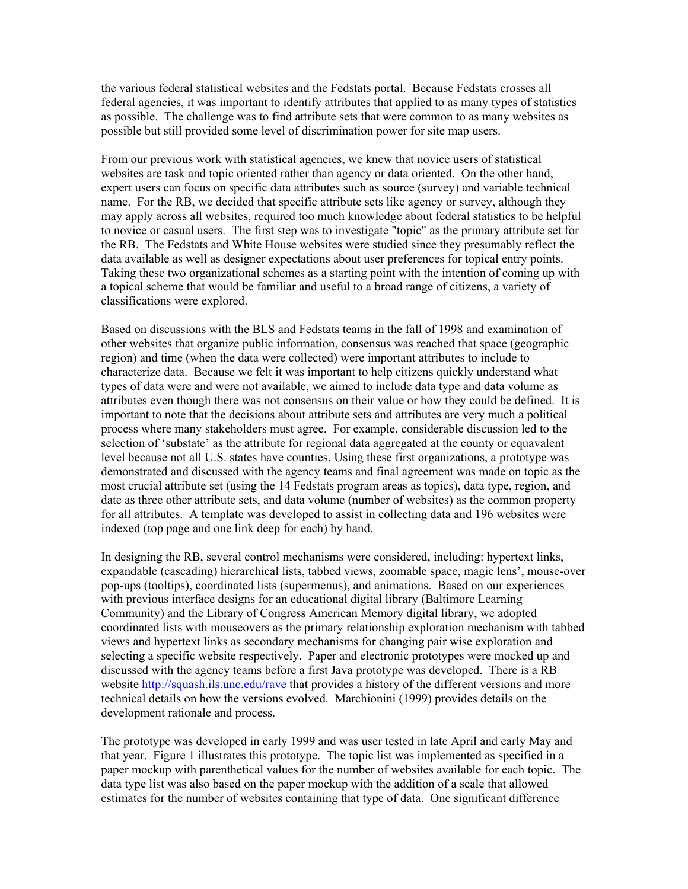the various federal statistical websites and the Fedstats portal. Because Fedstats crosses all federal agencies, it was important to identify attributes that applied to as many types of statistics as possible. The challenge was to find attribute sets that were common to as many websites as possible but still provided some level of discrimination power for site map users.

From our previous work with statistical agencies, we knew that novice users of statistical websites are task and topic oriented rather than agency or data oriented. On the other hand, expert users can focus on specific data attributes such as source (survey) and variable technical name. For the RB, we decided that specific attribute sets like agency or survey, although they may apply across all websites, required too much knowledge about federal statistics to be helpful to novice or casual users. The first step was to investigate "topic" as the primary attribute set for the RB. The Fedstats and White House websites were studied since they presumably reflect the data available as well as designer expectations about user preferences for topical entry points. Taking these two organizational schemes as a starting point with the intention of coming up with a topical scheme that would be familiar and useful to a broad range of citizens, a variety of classifications were explored.

Based on discussions with the BLS and Fedstats teams in the fall of 1998 and examination of other websites that organize public information, consensus was reached that space (geographic region) and time (when the data were collected) were important attributes to include to characterize data. Because we felt it was important to help citizens quickly understand what types of data were and were not available, we aimed to include data type and data volume as attributes even though there was not consensus on their value or how they could be defined. It is important to note that the decisions about attribute sets and attributes are very much a political process where many stakeholders must agree. For example, considerable discussion led to the selection of 'substate' as the attribute for regional data aggregated at the county or equavalent level because not all U.S. states have counties. Using these first organizations, a prototype was demonstrated and discussed with the agency teams and final agreement was made on topic as the most crucial attribute set (using the 14 Fedstats program areas as topics), data type, region, and date as three other attribute sets, and data volume (number of websites) as the common property for all attributes. A template was developed to assist in collecting data and 196 websites were indexed (top page and one link deep for each) by hand.

In designing the RB, several control mechanisms were considered, including: hypertext links, expandable (cascading) hierarchical lists, tabbed views, zoomable space, magic lens', mouse-over pop-ups (tooltips), coordinated lists (supermenus), and animations. Based on our experiences with previous interface designs for an educational digital library (Baltimore Learning Community) and the Library of Congress American Memory digital library, we adopted coordinated lists with mouseovers as the primary relationship exploration mechanism with tabbed views and hypertext links as secondary mechanisms for changing pair wise exploration and selecting a specific website respectively. Paper and electronic prototypes were mocked up and discussed with the agency teams before a first Java prototype was developed. There is a RB website http://squash.ils.unc.edu/rave that provides a history of the different versions and more technical details on how the versions evolved. Marchionini (1999) provides details on the development rationale and process.

The prototype was developed in early 1999 and was user tested in late April and early May and that year. Figure 1 illustrates this prototype. The topic list was implemented as specified in a paper mockup with parenthetical values for the number of websites available for each topic. The data type list was also based on the paper mockup with the addition of a scale that allowed estimates for the number of websites containing that type of data. One significant difference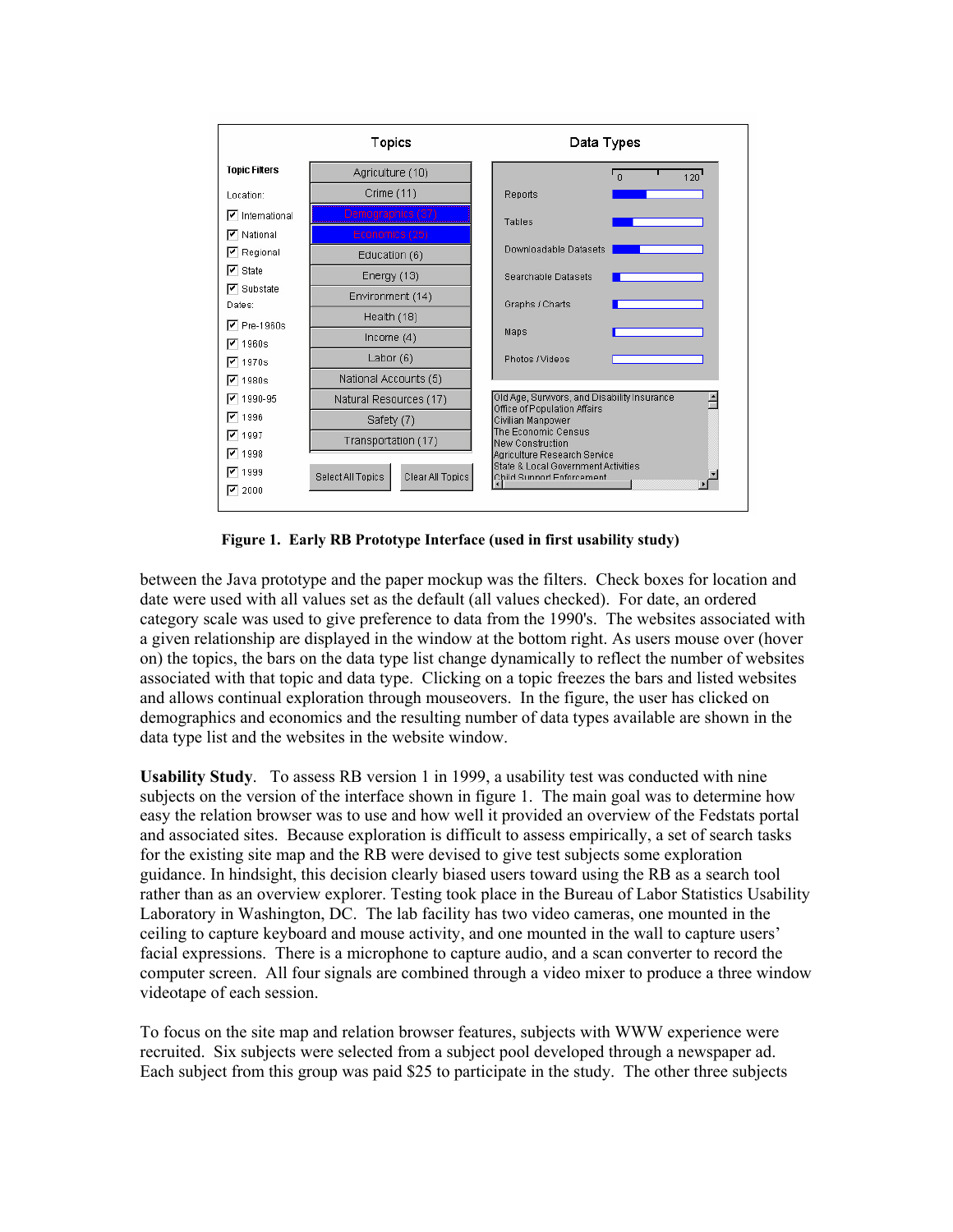**Figure 1. Early RB Prototype Interface (used in first usability study)**

between the Java prototype and the paper mockup was the filters. Check boxes for location and date were used with all values set as the default (all values checked). For date, an ordered category scale was used to give preference to data from the 1990's. The websites associated with a given relationship are displayed in the window at the bottom right. As users mouse over (hover on) the topics, the bars on the data type list change dynamically to reflect the number of websites associated with that topic and data type. Clicking on a topic freezes the bars and listed websites and allows continual exploration through mouseovers. In the figure, the user has clicked on demographics and economics and the resulting number of data types available are shown in the data type list and the websites in the website window.

**Usability Study**. To assess RB version 1 in 1999, a usability test was conducted with nine subjects on the version of the interface shown in figure 1. The main goal was to determine how easy the relation browser was to use and how well it provided an overview of the Fedstats portal and associated sites. Because exploration is difficult to assess empirically, a set of search tasks for the existing site map and the RB were devised to give test subjects some exploration guidance. In hindsight, this decision clearly biased users toward using the RB as a search tool rather than as an overview explorer. Testing took place in the Bureau of Labor Statistics Usability Laboratory in Washington, DC. The lab facility has two video cameras, one mounted in the ceiling to capture keyboard and mouse activity, and one mounted in the wall to capture users' facial expressions. There is a microphone to capture audio, and a scan converter to record the computer screen. All four signals are combined through a video mixer to produce a three window videotape of each session.

To focus on the site map and relation browser features, subjects with WWW experience were recruited. Six subjects were selected from a subject pool developed through a newspaper ad. Each subject from this group was paid $25 to participate in the study. The other three subjects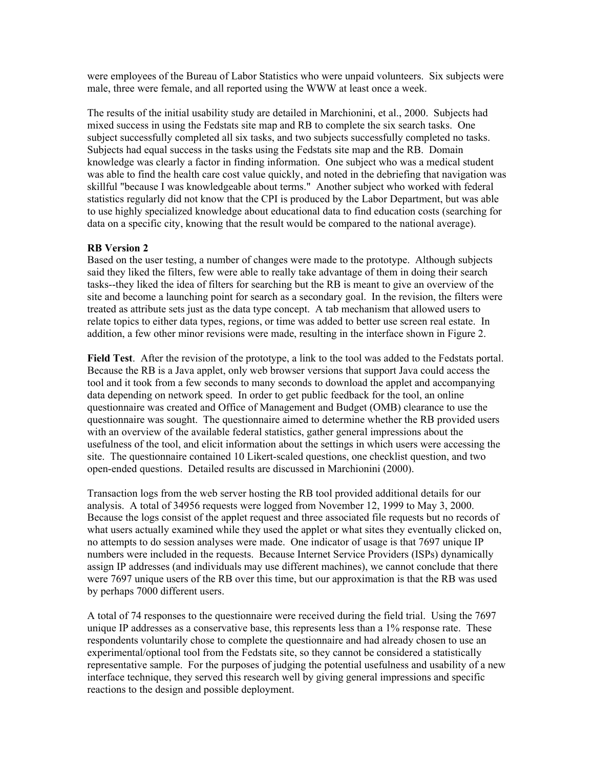were employees of the Bureau of Labor Statistics who were unpaid volunteers. Six subjects were male, three were female, and all reported using the WWW at least once a week.

The results of the initial usability study are detailed in Marchionini, et al., 2000. Subjects had mixed success in using the Fedstats site map and RB to complete the six search tasks. One subject successfully completed all six tasks, and two subjects successfully completed no tasks. Subjects had equal success in the tasks using the Fedstats site map and the RB. Domain knowledge was clearly a factor in finding information. One subject who was a medical student was able to find the health care cost value quickly, and noted in the debriefing that navigation was skillful "because I was knowledgeable about terms." Another subject who worked with federal statistics regularly did not know that the CPI is produced by the Labor Department, but was able to use highly specialized knowledge about educational data to find education costs (searching for data on a specific city, knowing that the result would be compared to the national average).

**RB Version 2**

Based on the user testing, a number of changes were made to the prototype. Although subjects said they liked the filters, few were able to really take advantage of them in doing their search tasks--they liked the idea of filters for searching but the RB is meant to give an overview of the site and become a launching point for search as a secondary goal. In the revision, the filters were treated as attribute sets just as the data type concept. A tab mechanism that allowed users to relate topics to either data types, regions, or time was added to better use screen real estate. In addition, a few other minor revisions were made, resulting in the interface shown in Figure 2.

**Field Test**. After the revision of the prototype, a link to the tool was added to the Fedstats portal. Because the RB is a Java applet, only web browser versions that support Java could access the tool and it took from a few seconds to many seconds to download the applet and accompanying data depending on network speed. In order to get public feedback for the tool, an online questionnaire was created and Office of Management and Budget (OMB) clearance to use the questionnaire was sought. The questionnaire aimed to determine whether the RB provided users with an overview of the available federal statistics, gather general impressions about the usefulness of the tool, and elicit information about the settings in which users were accessing the site. The questionnaire contained 10 Likert-scaled questions, one checklist question, and two open-ended questions. Detailed results are discussed in Marchionini (2000).

Transaction logs from the web server hosting the RB tool provided additional details for our analysis. A total of 34956 requests were logged from November 12, 1999 to May 3, 2000. Because the logs consist of the applet request and three associated file requests but no records of what users actually examined while they used the applet or what sites they eventually clicked on, no attempts to do session analyses were made. One indicator of usage is that 7697 unique IP numbers were included in the requests. Because Internet Service Providers (ISPs) dynamically assign IP addresses (and individuals may use different machines), we cannot conclude that there were 7697 unique users of the RB over this time, but our approximation is that the RB was used by perhaps 7000 different users.

A total of 74 responses to the questionnaire were received during the field trial. Using the 7697 unique IP addresses as a conservative base, this represents less than a 1% response rate. These respondents voluntarily chose to complete the questionnaire and had already chosen to use an experimental/optional tool from the Fedstats site, so they cannot be considered a statistically representative sample. For the purposes of judging the potential usefulness and usability of a new interface technique, they served this research well by giving general impressions and specific reactions to the design and possible deployment.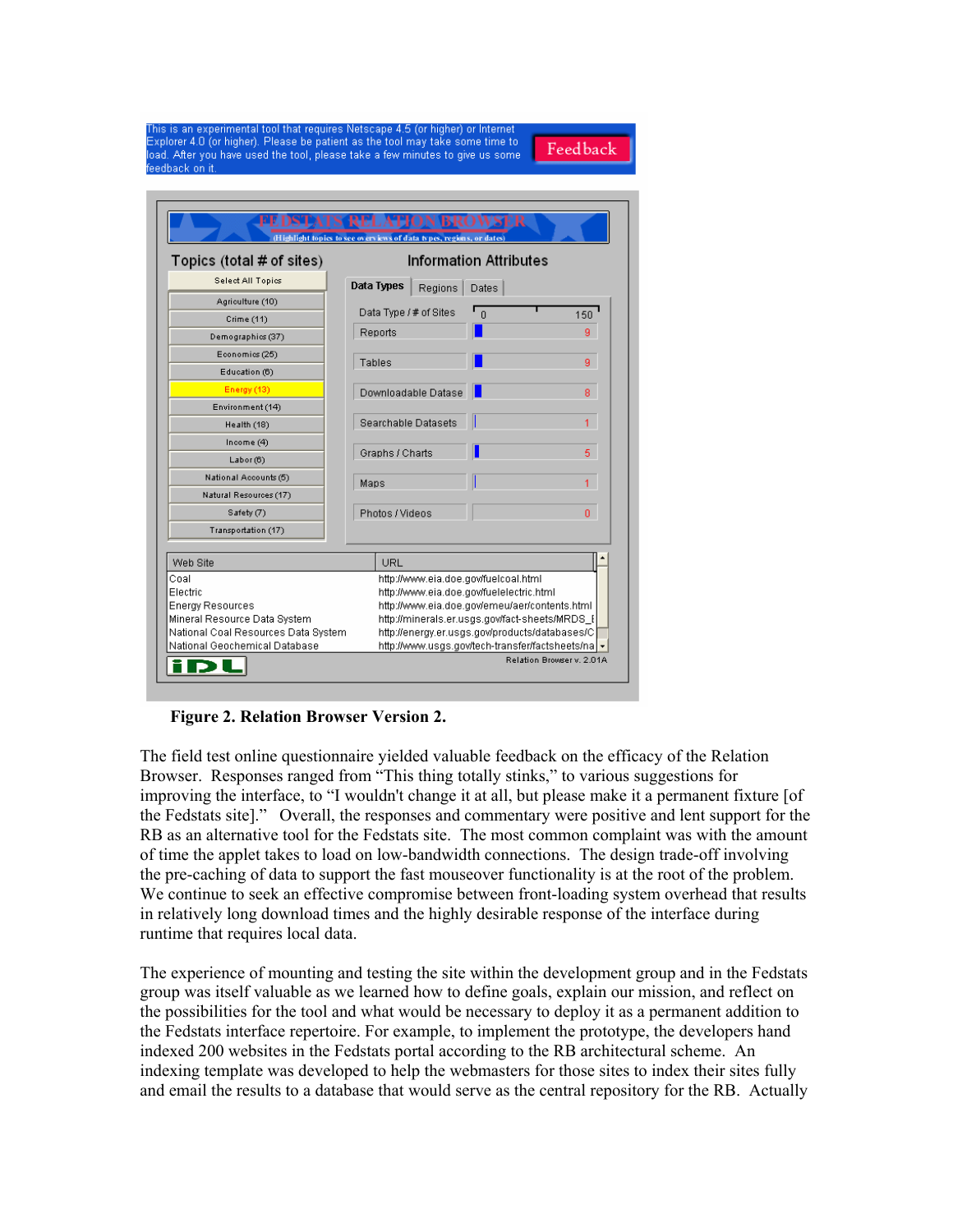Figure 2. Relation Browser Version 2.

The field test online questionnaire yielded valuable feedback on the efficacy of the Relation Browser. Responses ranged from “This thing totally stinks,” to various suggestions for improving the interface, to “I wouldn't change it at all, but please make it a permanent fixture [of the Fedstats site].” Overall, the responses and commentary were positive and lent support for the RB as an alternative tool for the Fedstats site. The most common complaint was with the amount of time the applet takes to load on low-bandwidth connections. The design trade-off involving the pre-caching of data to support the fast mouseover functionality is at the root of the problem. We continue to seek an effective compromise between front-loading system overhead that results in relatively long download times and the highly desirable response of the interface during runtime that requires local data.

The experience of mounting and testing the site within the development group and in the Fedstats group was itself valuable as we learned how to define goals, explain our mission, and reflect on the possibilities for the tool and what would be necessary to deploy it as a permanent addition to the Fedstats interface repertoire. For example, to implement the prototype, the developers hand indexed 200 websites in the Fedstats portal according to the RB architectural scheme. An indexing template was developed to help the webmasters for those sites to index their sites fully and email the results to a database that would serve as the central repository for the RB. Actually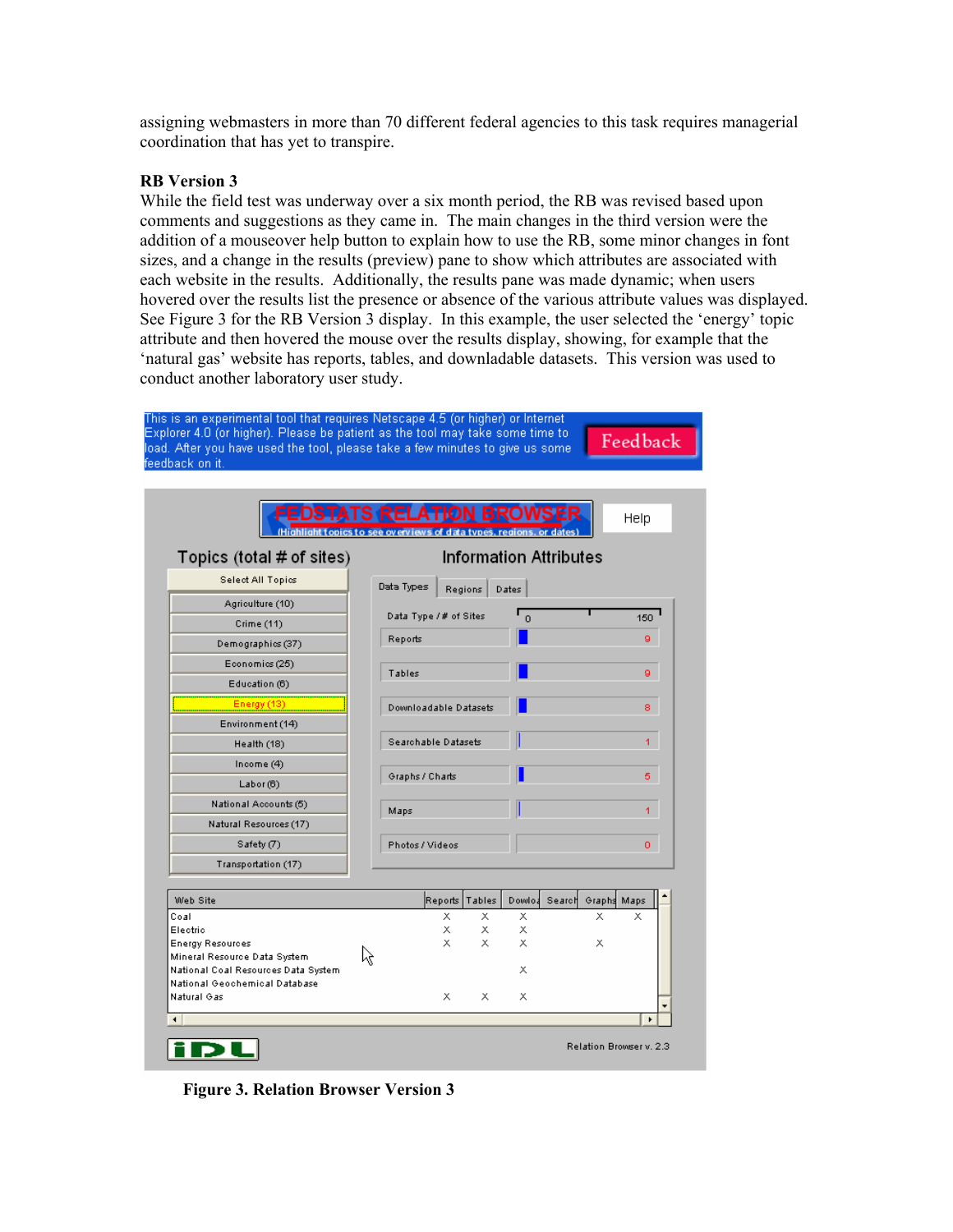assigning webmasters in more than 70 different federal agencies to this task requires managerial coordination that has yet to transpire.

**RB Version 3**

While the field test was underway over a six month period, the RB was revised based upon comments and suggestions as they came in. The main changes in the third version were the addition of a mouseover help button to explain how to use the RB, some minor changes in font sizes, and a change in the results (preview) pane to show which attributes are associated with each website in the results. Additionally, the results pane was made dynamic; when users hovered over the results list the presence or absence of the various attribute values was displayed. See Figure 3 for the RB Version 3 display. In this example, the user selected the 'energy' topic attribute and then hovered the mouse over the results display, showing, for example that the 'natural gas' website has reports, tables, and downloadable datasets. This version was used to conduct another laboratory user study.

**Figure 3. Relation Browser Version 3**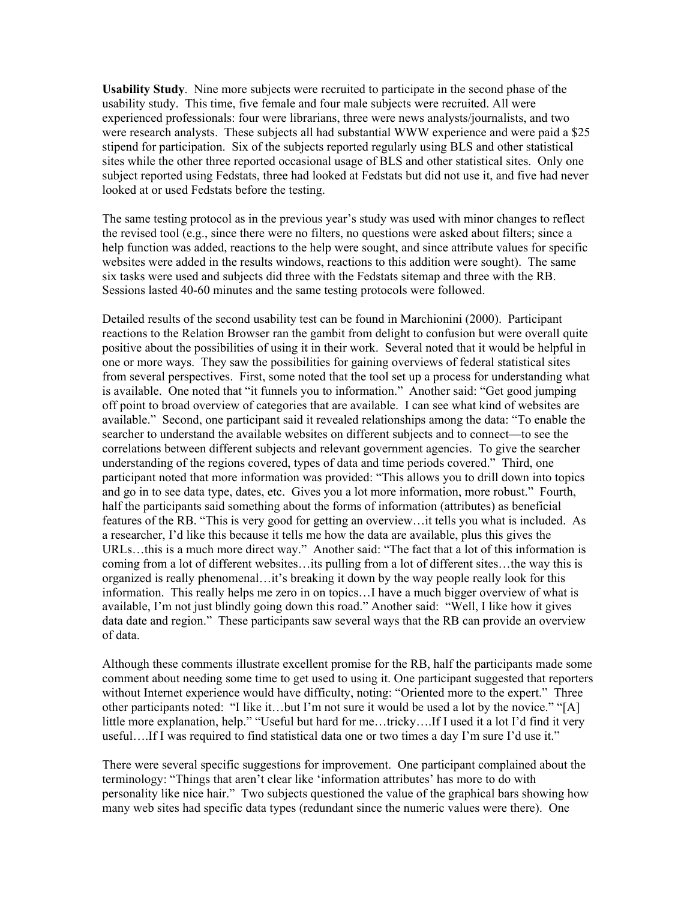**Usability Study**. Nine more subjects were recruited to participate in the second phase of the usability study. This time, five female and four male subjects were recruited. All were experienced professionals: four were librarians, three were news analysts/journalists, and two were research analysts. These subjects all had substantial WWW experience and were paid a $25 stipend for participation. Six of the subjects reported regularly using BLS and other statistical sites while the other three reported occasional usage of BLS and other statistical sites. Only one subject reported using Fedstats, three had looked at Fedstats but did not use it, and five had never looked at or used Fedstats before the testing.

The same testing protocol as in the previous year's study was used with minor changes to reflect the revised tool (e.g., since there were no filters, no questions were asked about filters; since a help function was added, reactions to the help were sought, and since attribute values for specific websites were added in the results windows, reactions to this addition were sought). The same six tasks were used and subjects did three with the Fedstats sitemap and three with the RB. Sessions lasted 40-60 minutes and the same testing protocols were followed.

Detailed results of the second usability test can be found in Marchionini (2000). Participant reactions to the Relation Browser ran the gambit from delight to confusion but were overall quite positive about the possibilities of using it in their work. Several noted that it would be helpful in one or more ways. They saw the possibilities for gaining overviews of federal statistical sites from several perspectives. First, some noted that the tool set up a process for understanding what is available. One noted that "it funnels you to information." Another said: "Get good jumping off point to broad overview of categories that are available. I can see what kind of websites are available." Second, one participant said it revealed relationships among the data: "To enable the searcher to understand the available websites on different subjects and to connect—to see the correlations between different subjects and relevant government agencies. To give the searcher understanding of the regions covered, types of data and time periods covered." Third, one participant noted that more information was provided: "This allows you to drill down into topics and go in to see data type, dates, etc. Gives you a lot more information, more robust." Fourth, half the participants said something about the forms of information (attributes) as beneficial features of the RB. "This is very good for getting an overview…it tells you what is included. As a researcher, I'd like this because it tells me how the data are available, plus this gives the URLs…this is a much more direct way." Another said: "The fact that a lot of this information is coming from a lot of different websites…its pulling from a lot of different sites…the way this is organized is really phenomenal…it's breaking it down by the way people really look for this information. This really helps me zero in on topics…I have a much bigger overview of what is available, I'm not just blindly going down this road." Another said: "Well, I like how it gives data date and region." These participants saw several ways that the RB can provide an overview of data.

Although these comments illustrate excellent promise for the RB, half the participants made some comment about needing some time to get used to using it. One participant suggested that reporters without Internet experience would have difficulty, noting: "Oriented more to the expert." Three other participants noted: "I like it…but I'm not sure it would be used a lot by the novice." "[A] little more explanation, help." "Useful but hard for me…tricky….If I used it a lot I'd find it very useful….If I was required to find statistical data one or two times a day I'm sure I'd use it."

There were several specific suggestions for improvement. One participant complained about the terminology: "Things that aren't clear like 'information attributes' has more to do with personality like nice hair." Two subjects questioned the value of the graphical bars showing how many web sites had specific data types (redundant since the numeric values were there). One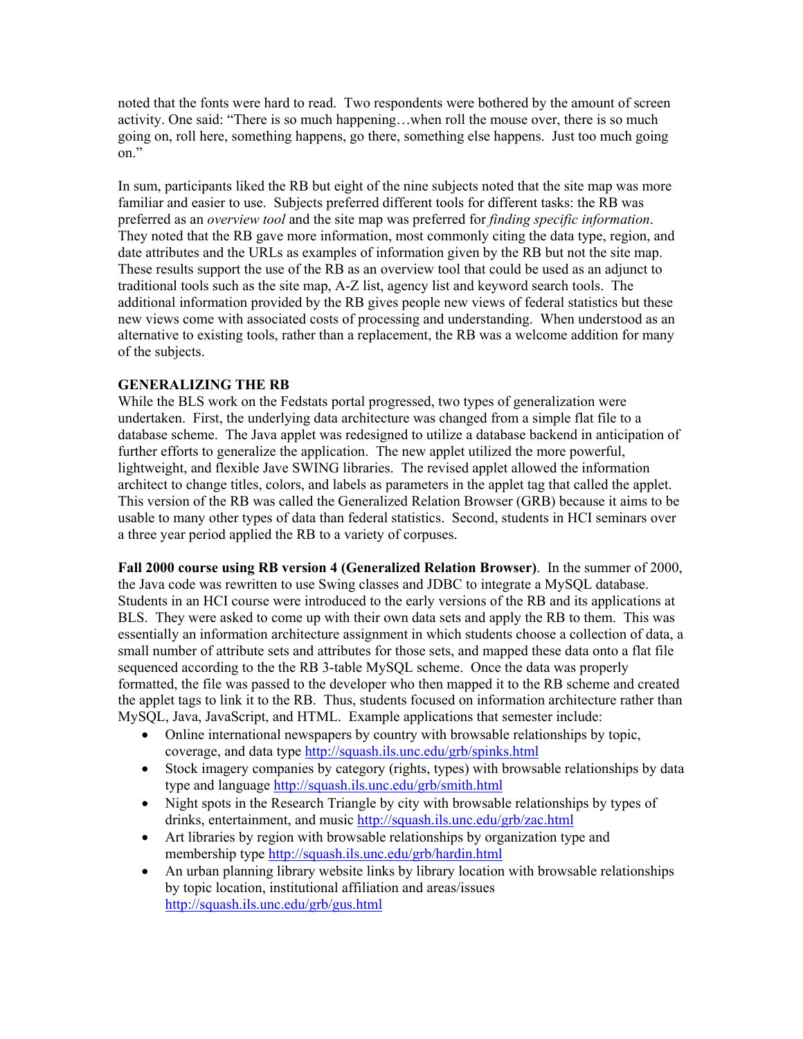noted that the fonts were hard to read. Two respondents were bothered by the amount of screen activity. One said: "There is so much happening…when roll the mouse over, there is so much going on, roll here, something happens, go there, something else happens. Just too much going on."

In sum, participants liked the RB but eight of the nine subjects noted that the site map was more familiar and easier to use. Subjects preferred different tools for different tasks: the RB was preferred as an *overview tool* and the site map was preferred for *finding specific information*. They noted that the RB gave more information, most commonly citing the data type, region, and date attributes and the URLs as examples of information given by the RB but not the site map. These results support the use of the RB as an overview tool that could be used as an adjunct to traditional tools such as the site map, A-Z list, agency list and keyword search tools. The additional information provided by the RB gives people new views of federal statistics but these new views come with associated costs of processing and understanding. When understood as an alternative to existing tools, rather than a replacement, the RB was a welcome addition for many of the subjects.

## GENERALIZING THE RB

While the BLS work on the Fedstats portal progressed, two types of generalization were undertaken. First, the underlying data architecture was changed from a simple flat file to a database scheme. The Java applet was redesigned to utilize a database backend in anticipation of further efforts to generalize the application. The new applet utilized the more powerful, lightweight, and flexible Jave SWING libraries. The revised applet allowed the information architect to change titles, colors, and labels as parameters in the applet tag that called the applet. This version of the RB was called the Generalized Relation Browser (GRB) because it aims to be usable to many other types of data than federal statistics. Second, students in HCI seminars over a three year period applied the RB to a variety of corpuses.

**Fall 2000 course using RB version 4 (Generalized Relation Browser)**. In the summer of 2000, the Java code was rewritten to use Swing classes and JDBC to integrate a MySQL database. Students in an HCI course were introduced to the early versions of the RB and its applications at BLS. They were asked to come up with their own data sets and apply the RB to them. This was essentially an information architecture assignment in which students choose a collection of data, a small number of attribute sets and attributes for those sets, and mapped these data onto a flat file sequenced according to the the RB 3-table MySQL scheme. Once the data was properly formatted, the file was passed to the developer who then mapped it to the RB scheme and created the applet tags to link it to the RB. Thus, students focused on information architecture rather than MySQL, Java, JavaScript, and HTML. Example applications that semester include:

- Online international newspapers by country with browsable relationships by topic, coverage, and data type http://squash.ils.unc.edu/grb/spinks.html
- Stock imagery companies by category (rights, types) with browsable relationships by data type and language http://squash.ils.unc.edu/grb/smith.html
- Night spots in the Research Triangle by city with browsable relationships by types of drinks, entertainment, and music http://squash.ils.unc.edu/grb/zac.html
- Art libraries by region with browsable relationships by organization type and membership type http://squash.ils.unc.edu/grb/hardin.html
- An urban planning library website links by library location with browsable relationships by topic location, institutional affiliation and areas/issues http://squash.ils.unc.edu/grb/gus.html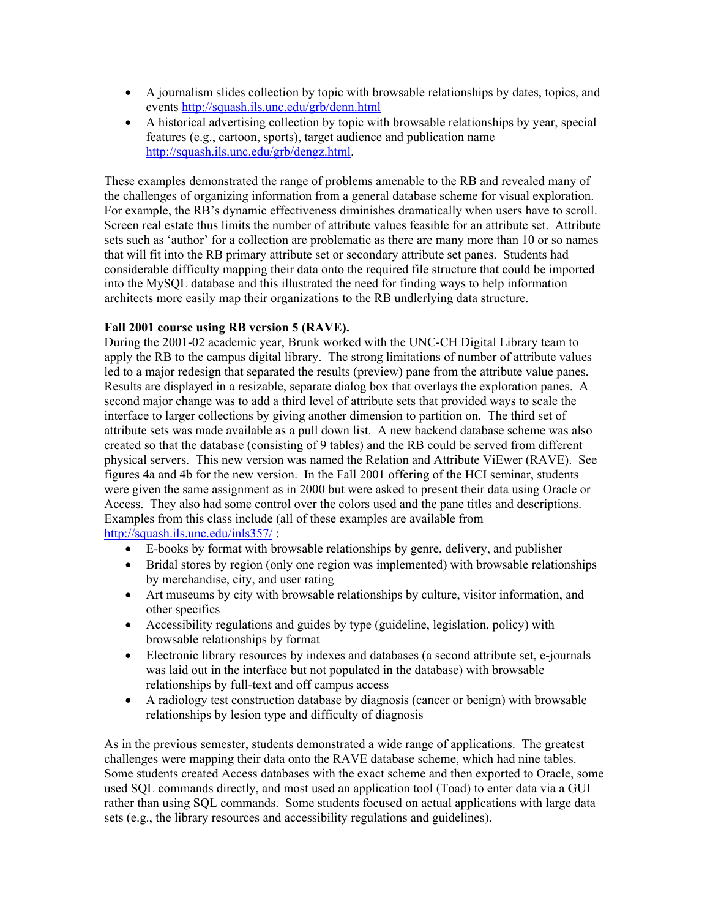- A journalism slides collection by topic with browsable relationships by dates, topics, and events http://squash.ils.unc.edu/grb/denn.html
- A historical advertising collection by topic with browsable relationships by year, special features (e.g., cartoon, sports), target audience and publication name http://squash.ils.unc.edu/grb/dengz.html.

These examples demonstrated the range of problems amenable to the RB and revealed many of the challenges of organizing information from a general database scheme for visual exploration. For example, the RB's dynamic effectiveness diminishes dramatically when users have to scroll. Screen real estate thus limits the number of attribute values feasible for an attribute set. Attribute sets such as 'author' for a collection are problematic as there are many more than 10 or so names that will fit into the RB primary attribute set or secondary attribute set panes. Students had considerable difficulty mapping their data onto the required file structure that could be imported into the MySQL database and this illustrated the need for finding ways to help information architects more easily map their organizations to the RB undlerlying data structure.

**Fall 2001 course using RB version 5 (RAVE).**

During the 2001-02 academic year, Brunk worked with the UNC-CH Digital Library team to apply the RB to the campus digital library. The strong limitations of number of attribute values led to a major redesign that separated the results (preview) pane from the attribute value panes. Results are displayed in a resizable, separate dialog box that overlays the exploration panes. A second major change was to add a third level of attribute sets that provided ways to scale the interface to larger collections by giving another dimension to partition on. The third set of attribute sets was made available as a pull down list. A new backend database scheme was also created so that the database (consisting of 9 tables) and the RB could be served from different physical servers. This new version was named the Relation and Attribute ViEwer (RAVE). See figures 4a and 4b for the new version. In the Fall 2001 offering of the HCI seminar, students were given the same assignment as in 2000 but were asked to present their data using Oracle or Access. They also had some control over the colors used and the pane titles and descriptions. Examples from this class include (all of these examples are available from http://squash.ils.unc.edu/inls357/ :

- E-books by format with browsable relationships by genre, delivery, and publisher
- Bridal stores by region (only one region was implemented) with browsable relationships by merchandise, city, and user rating
- Art museums by city with browsable relationships by culture, visitor information, and other specifics
- Accessibility regulations and guides by type (guideline, legislation, policy) with browsable relationships by format
- Electronic library resources by indexes and databases (a second attribute set, e-journals was laid out in the interface but not populated in the database) with browsable relationships by full-text and off campus access
- A radiology test construction database by diagnosis (cancer or benign) with browsable relationships by lesion type and difficulty of diagnosis

As in the previous semester, students demonstrated a wide range of applications. The greatest challenges were mapping their data onto the RAVE database scheme, which had nine tables. Some students created Access databases with the exact scheme and then exported to Oracle, some used SQL commands directly, and most used an application tool (Toad) to enter data via a GUI rather than using SQL commands. Some students focused on actual applications with large data sets (e.g., the library resources and accessibility regulations and guidelines).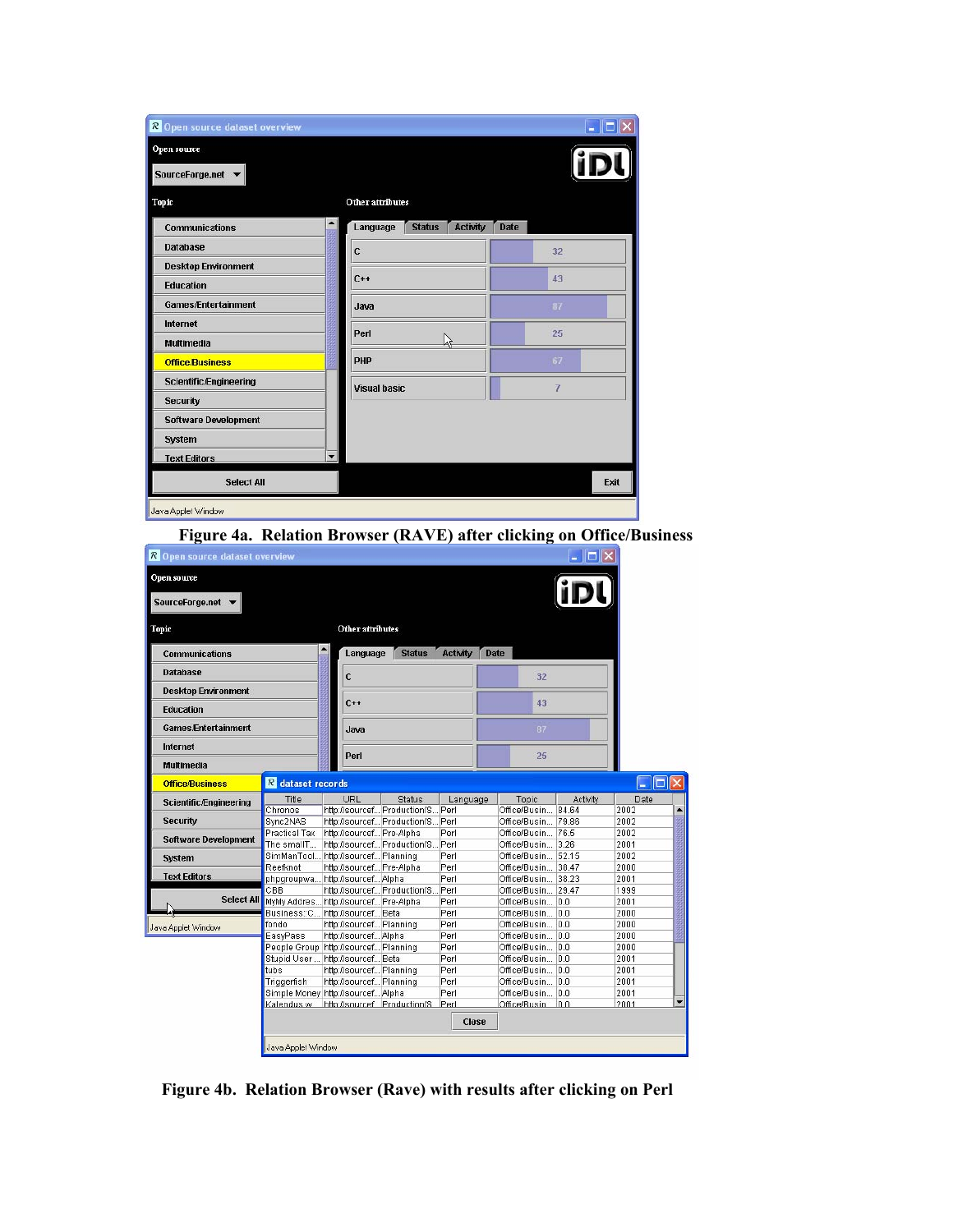Figure 4a. Relation Browser (RAVE) after clicking on Office/Business

Figure 4b. Relation Browser (Rave) with results after clicking on Perl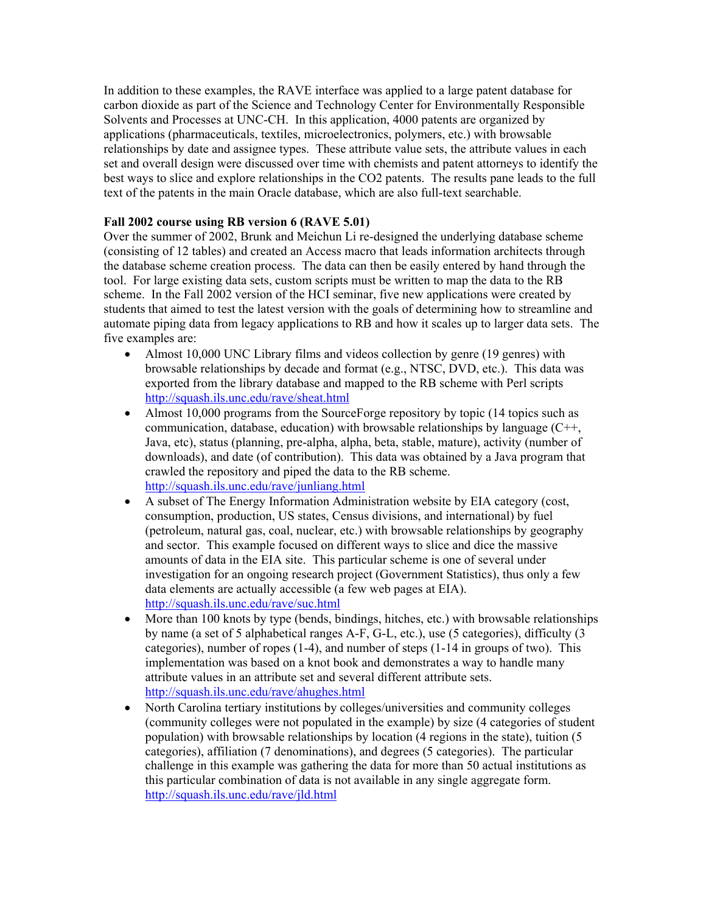In addition to these examples, the RAVE interface was applied to a large patent database for carbon dioxide as part of the Science and Technology Center for Environmentally Responsible Solvents and Processes at UNC-CH. In this application, 4000 patents are organized by applications (pharmaceuticals, textiles, microelectronics, polymers, etc.) with browsable relationships by date and assignee types. These attribute value sets, the attribute values in each set and overall design were discussed over time with chemists and patent attorneys to identify the best ways to slice and explore relationships in the $CO_2$ patents. The results pane leads to the full text of the patents in the main Oracle database, which are also full-text searchable.

**Fall 2002 course using RB version 6 (RAVE 5.01)**

Over the summer of 2002, Brunk and Meichun Li re-designed the underlying database scheme (consisting of 12 tables) and created an Access macro that leads information architects through the database scheme creation process. The data can then be easily entered by hand through the tool. For large existing data sets, custom scripts must be written to map the data to the RB scheme. In the Fall 2002 version of the HCI seminar, five new applications were created by students that aimed to test the latest version with the goals of determining how to streamline and automate piping data from legacy applications to RB and how it scales up to larger data sets. The five examples are:

- Almost 10,000 UNC Library films and videos collection by genre (19 genres) with browsable relationships by decade and format (e.g., NTSC, DVD, etc.). This data was exported from the library database and mapped to the RB scheme with Perl scripts http://squash.ils.unc.edu/rave/sheat.html
- Almost 10,000 programs from the SourceForge repository by topic (14 topics such as communication, database, education) with browsable relationships by language (C++, Java, etc), status (planning, pre-alpha, alpha, beta, stable, mature), activity (number of downloads), and date (of contribution). This data was obtained by a Java program that crawled the repository and piped the data to the RB scheme. http://squash.ils.unc.edu/rave/junliang.html
- A subset of The Energy Information Administration website by EIA category (cost, consumption, production, US states, Census divisions, and international) by fuel (petroleum, natural gas, coal, nuclear, etc.) with browsable relationships by geography and sector. This example focused on different ways to slice and dice the massive amounts of data in the EIA site. This particular scheme is one of several under investigation for an ongoing research project (Government Statistics), thus only a few data elements are actually accessible (a few web pages at EIA). http://squash.ils.unc.edu/rave/suc.html
- More than 100 knots by type (bends, bindings, hitches, etc.) with browsable relationships by name (a set of 5 alphabetical ranges A-F, G-L, etc.), use (5 categories), difficulty (3 categories), number of ropes (1-4), and number of steps (1-14 in groups of two). This implementation was based on a knot book and demonstrates a way to handle many attribute values in an attribute set and several different attribute sets. http://squash.ils.unc.edu/rave/ahughes.html
- North Carolina tertiary institutions by colleges/universities and community colleges (community colleges were not populated in the example) by size (4 categories of student population) with browsable relationships by location (4 regions in the state), tuition (5 categories), affiliation (7 denominations), and degrees (5 categories). The particular challenge in this example was gathering the data for more than 50 actual institutions as this particular combination of data is not available in any single aggregate form. http://squash.ils.unc.edu/rave/jld.html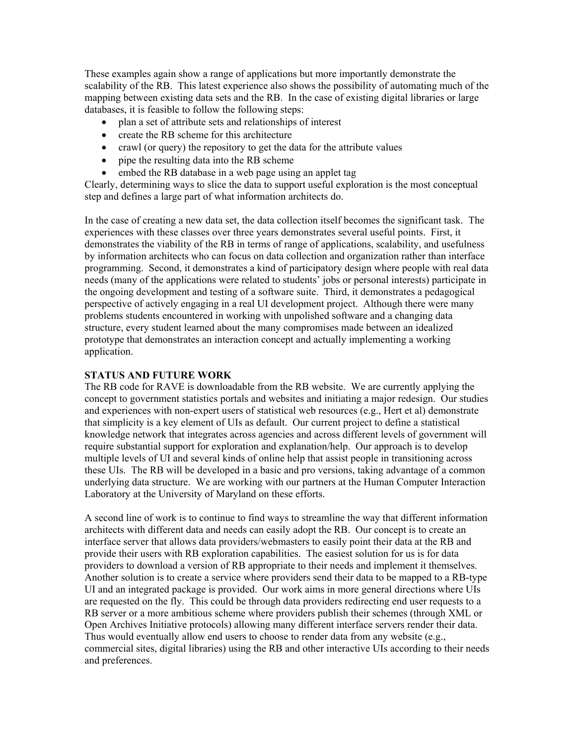These examples again show a range of applications but more importantly demonstrate the scalability of the RB. This latest experience also shows the possibility of automating much of the mapping between existing data sets and the RB. In the case of existing digital libraries or large databases, it is feasible to follow the following steps:

- plan a set of attribute sets and relationships of interest
- create the RB scheme for this architecture
- crawl (or query) the repository to get the data for the attribute values
- pipe the resulting data into the RB scheme
- embed the RB database in a web page using an applet tag

Clearly, determining ways to slice the data to support useful exploration is the most conceptual step and defines a large part of what information architects do.

In the case of creating a new data set, the data collection itself becomes the significant task. The experiences with these classes over three years demonstrates several useful points. First, it demonstrates the viability of the RB in terms of range of applications, scalability, and usefulness by information architects who can focus on data collection and organization rather than interface programming. Second, it demonstrates a kind of participatory design where people with real data needs (many of the applications were related to students' jobs or personal interests) participate in the ongoing development and testing of a software suite. Third, it demonstrates a pedagogical perspective of actively engaging in a real UI development project. Although there were many problems students encountered in working with unpolished software and a changing data structure, every student learned about the many compromises made between an idealized prototype that demonstrates an interaction concept and actually implementing a working application.

**STATUS AND FUTURE WORK**

The RB code for RAVE is downloadable from the RB website. We are currently applying the concept to government statistics portals and websites and initiating a major redesign. Our studies and experiences with non-expert users of statistical web resources (e.g., Hert et al) demonstrate that simplicity is a key element of UIs as default. Our current project to define a statistical knowledge network that integrates across agencies and across different levels of government will require substantial support for exploration and explanation/help. Our approach is to develop multiple levels of UI and several kinds of online help that assist people in transitioning across these UIs. The RB will be developed in a basic and pro versions, taking advantage of a common underlying data structure. We are working with our partners at the Human Computer Interaction Laboratory at the University of Maryland on these efforts.

A second line of work is to continue to find ways to streamline the way that different information architects with different data and needs can easily adopt the RB. Our concept is to create an interface server that allows data providers/webmasters to easily point their data at the RB and provide their users with RB exploration capabilities. The easiest solution for us is for data providers to download a version of RB appropriate to their needs and implement it themselves. Another solution is to create a service where providers send their data to be mapped to a RB-type UI and an integrated package is provided. Our work aims in more general directions where UIs are requested on the fly. This could be through data providers redirecting end user requests to a RB server or a more ambitious scheme where providers publish their schemes (through XML or Open Archives Initiative protocols) allowing many different interface servers render their data. Thus would eventually allow end users to choose to render data from any website (e.g., commercial sites, digital libraries) using the RB and other interactive UIs according to their needs and preferences.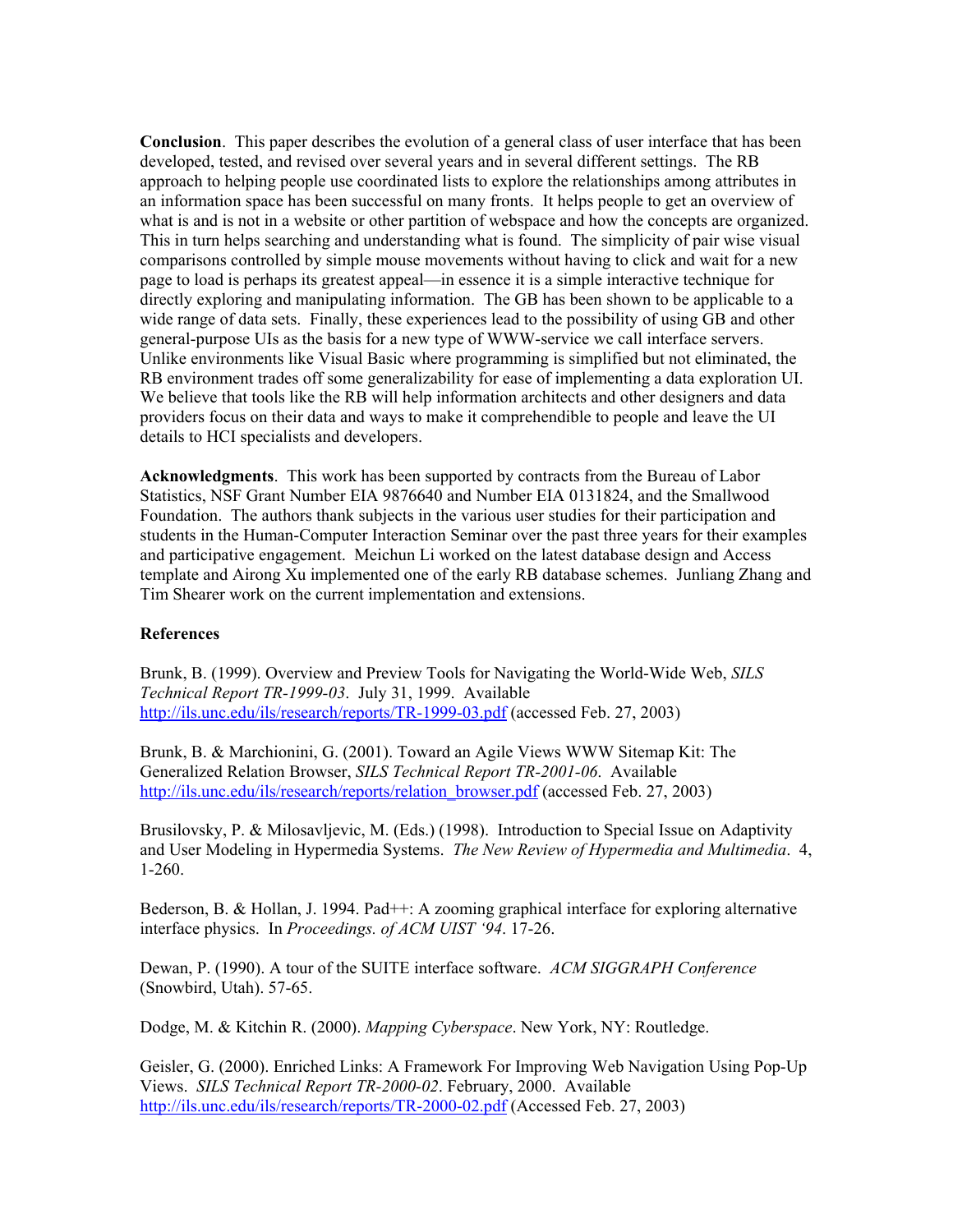**Conclusion**. This paper describes the evolution of a general class of user interface that has been developed, tested, and revised over several years and in several different settings. The RB approach to helping people use coordinated lists to explore the relationships among attributes in an information space has been successful on many fronts. It helps people to get an overview of what is and is not in a website or other partition of webspace and how the concepts are organized. This in turn helps searching and understanding what is found. The simplicity of pair wise visual comparisons controlled by simple mouse movements without having to click and wait for a new page to load is perhaps its greatest appeal—in essence it is a simple interactive technique for directly exploring and manipulating information. The GB has been shown to be applicable to a wide range of data sets. Finally, these experiences lead to the possibility of using GB and other general-purpose UIs as the basis for a new type of WWW-service we call interface servers. Unlike environments like Visual Basic where programming is simplified but not eliminated, the RB environment trades off some generalizability for ease of implementing a data exploration UI. We believe that tools like the RB will help information architects and other designers and data providers focus on their data and ways to make it comprehendible to people and leave the UI details to HCI specialists and developers.

**Acknowledgments**. This work has been supported by contracts from the Bureau of Labor Statistics, NSF Grant Number EIA 9876640 and Number EIA 0131824, and the Smallwood Foundation. The authors thank subjects in the various user studies for their participation and students in the Human-Computer Interaction Seminar over the past three years for their examples and participative engagement. Meichun Li worked on the latest database design and Access template and Airong Xu implemented one of the early RB database schemes. Junliang Zhang and Tim Shearer work on the current implementation and extensions.

**References**

Brunk, B. (1999). Overview and Preview Tools for Navigating the World-Wide Web, *SILS Technical Report TR-1999-03*. July 31, 1999. Available http://ils.unc.edu/ils/research/reports/TR-1999-03.pdf (accessed Feb. 27, 2003)

Brunk, B. & Marchionini, G. (2001). Toward an Agile Views WWW Sitemap Kit: The Generalized Relation Browser, *SILS Technical Report TR-2001-06*. Available http://ils.unc.edu/ils/research/reports/relation_browser.pdf (accessed Feb. 27, 2003)

Brusilovsky, P. & Milosavljevic, M. (Eds.) (1998). Introduction to Special Issue on Adaptivity and User Modeling in Hypermedia Systems. *The New Review of Hypermedia and Multimedia*. 4, 1-260.

Bederson, B. & Hollan, J. 1994. Pad++: A zooming graphical interface for exploring alternative interface physics. In *Proceedings. of ACM UIST '94*. 17-26.

Dewan, P. (1990). A tour of the SUITE interface software. *ACM SIGGRAPH Conference* (Snowbird, Utah). 57-65.

Dodge, M. & Kitchin R. (2000). *Mapping Cyberspace*. New York, NY: Routledge.

Geisler, G. (2000). Enriched Links: A Framework For Improving Web Navigation Using Pop-Up Views. *SILS Technical Report TR-2000-02*. February, 2000. Available http://ils.unc.edu/ils/research/reports/TR-2000-02.pdf (Accessed Feb. 27, 2003)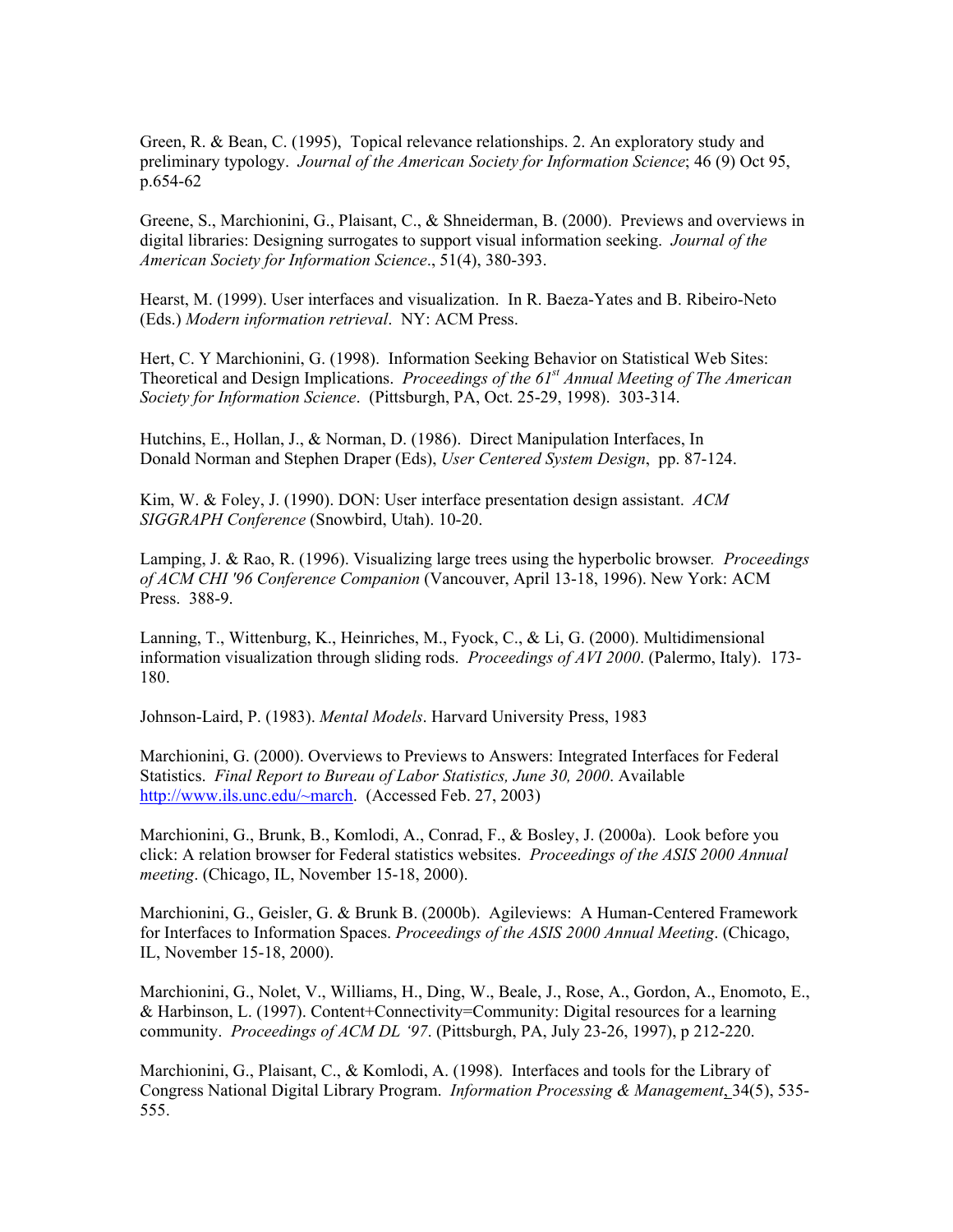Green, R. & Bean, C. (1995), Topical relevance relationships. 2. An exploratory study and preliminary typology. *Journal of the American Society for Information Science*; 46 (9) Oct 95, p.654-62

Greene, S., Marchionini, G., Plaisant, C., & Shneiderman, B. (2000). Previews and overviews in digital libraries: Designing surrogates to support visual information seeking. *Journal of the American Society for Information Science*., 51(4), 380-393.

Hearst, M. (1999). User interfaces and visualization. In R. Baeza-Yates and B. Ribeiro-Neto (Eds.) *Modern information retrieval*. NY: ACM Press.

Hert, C. Y Marchionini, G. (1998). Information Seeking Behavior on Statistical Web Sites: Theoretical and Design Implications. *Proceedings of the 61st Annual Meeting of The American Society for Information Science*. (Pittsburgh, PA, Oct. 25-29, 1998). 303-314.

Hutchins, E., Hollan, J., & Norman, D. (1986). Direct Manipulation Interfaces, In Donald Norman and Stephen Draper (Eds), *User Centered System Design*, pp. 87-124.

Kim, W. & Foley, J. (1990). DON: User interface presentation design assistant. *ACM SIGGRAPH Conference* (Snowbird, Utah). 10-20.

Lamping, J. & Rao, R. (1996). Visualizing large trees using the hyperbolic browser. *Proceedings of ACM CHI '96 Conference Companion* (Vancouver, April 13-18, 1996). New York: ACM Press. 388-9.

Lanning, T., Wittenburg, K., Heinriches, M., Fyock, C., & Li, G. (2000). Multidimensional information visualization through sliding rods. *Proceedings of AVI 2000*. (Palermo, Italy). 173-180.

Johnson-Laird, P. (1983). *Mental Models*. Harvard University Press, 1983

Marchionini, G. (2000). Overviews to Previews to Answers: Integrated Interfaces for Federal Statistics. *Final Report to Bureau of Labor Statistics, June 30, 2000*. Available http://www.ils.unc.edu/~march. (Accessed Feb. 27, 2003)

Marchionini, G., Brunk, B., Komlodi, A., Conrad, F., & Bosley, J. (2000a). Look before you click: A relation browser for Federal statistics websites. *Proceedings of the ASIS 2000 Annual meeting*. (Chicago, IL, November 15-18, 2000).

Marchionini, G., Geisler, G. & Brunk B. (2000b). Agileviews: A Human-Centered Framework for Interfaces to Information Spaces. *Proceedings of the ASIS 2000 Annual Meeting*. (Chicago, IL, November 15-18, 2000).

Marchionini, G., Nolet, V., Williams, H., Ding, W., Beale, J., Rose, A., Gordon, A., Enomoto, E., & Harbinson, L. (1997). Content+Connectivity=Community: Digital resources for a learning community. *Proceedings of ACM DL '97*. (Pittsburgh, PA, July 23-26, 1997), p 212-220.

Marchionini, G., Plaisant, C., & Komlodi, A. (1998). Interfaces and tools for the Library of Congress National Digital Library Program. *Information Processing & Management*, 34(5), 535-555.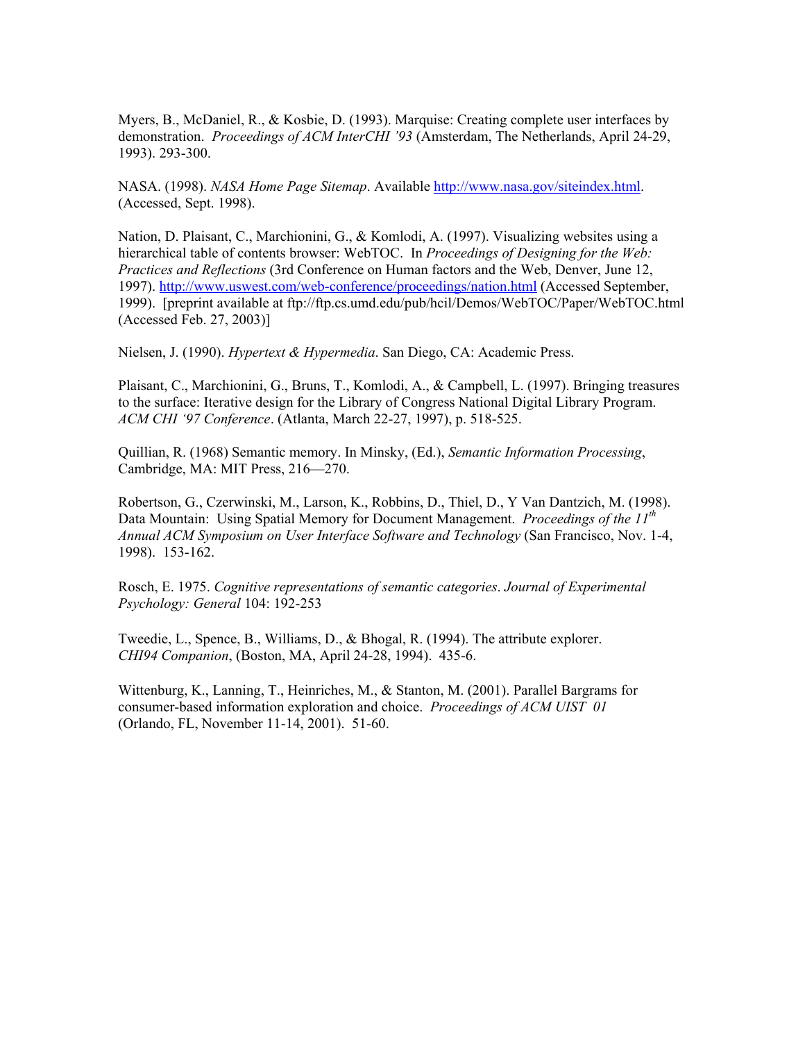Myers, B., McDaniel, R., & Kosbie, D. (1993). Marquise: Creating complete user interfaces by demonstration. *Proceedings of ACM InterCHI '93* (Amsterdam, The Netherlands, April 24-29, 1993). 293-300.

NASA. (1998). *NASA Home Page Sitemap*. Available http://www.nasa.gov/siteindex.html. (Accessed, Sept. 1998).

Nation, D. Plaisant, C., Marchionini, G., & Komlodi, A. (1997). Visualizing websites using a hierarchical table of contents browser: WebTOC. In *Proceedings of Designing for the Web: Practices and Reflections* (3rd Conference on Human factors and the Web, Denver, June 12, 1997). http://www.uswest.com/web-conference/proceedings/nation.html (Accessed September, 1999). [preprint available at ftp://ftp.cs.umd.edu/pub/hcil/Demos/WebTOC/Paper/WebTOC.html (Accessed Feb. 27, 2003)]

Nielsen, J. (1990). *Hypertext & Hypermedia*. San Diego, CA: Academic Press.

Plaisant, C., Marchionini, G., Bruns, T., Komlodi, A., & Campbell, L. (1997). Bringing treasures to the surface: Iterative design for the Library of Congress National Digital Library Program. *ACM CHI '97 Conference*. (Atlanta, March 22-27, 1997), p. 518-525.

Quillian, R. (1968) Semantic memory. In Minsky, (Ed.), *Semantic Information Processing*, Cambridge, MA: MIT Press, 216—270.

Robertson, G., Czerwinski, M., Larson, K., Robbins, D., Thiel, D., Y Van Dantzich, M. (1998). Data Mountain: Using Spatial Memory for Document Management. *Proceedings of the 11th Annual ACM Symposium on User Interface Software and Technology* (San Francisco, Nov. 1-4, 1998). 153-162.

Rosch, E. 1975. *Cognitive representations of semantic categories*. *Journal of Experimental Psychology: General* 104: 192-253

Tweedie, L., Spence, B., Williams, D., & Bhogal, R. (1994). The attribute explorer. *CHI94 Companion*, (Boston, MA, April 24-28, 1994). 435-6.

Wittenburg, K., Lanning, T., Heinriches, M., & Stanton, M. (2001). Parallel Bargrams for consumer-based information exploration and choice. *Proceedings of ACM UIST 01* (Orlando, FL, November 11-14, 2001). 51-60.